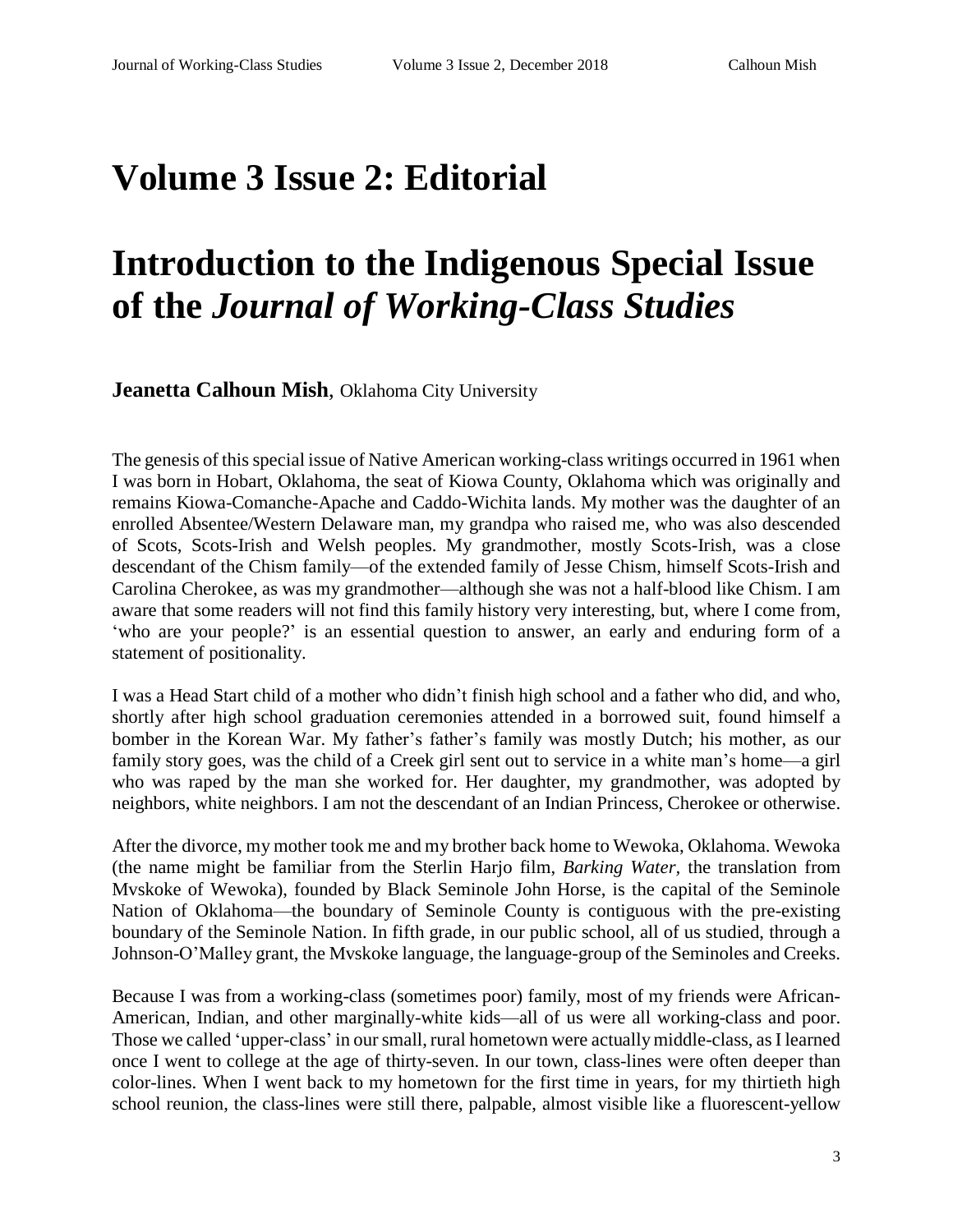# Volume 3 Issue 2: Editorial

# Introduction to the Indigenous Special Issue of the *Journal of Working-Class Studies*

**Jeanetta Calhoun Mish**, Oklahoma City University

The genesis of this special issue of Native American working-class writings occurred in 1961 when I was born in Hobart, Oklahoma, the seat of Kiowa County, Oklahoma which was originally and remains Kiowa-Comanche-Apache and Caddo-Wichita lands. My mother was the daughter of an enrolled Absentee/Western Delaware man, my grandpa who raised me, who was also descended of Scots, Scots-Irish and Welsh peoples. My grandmother, mostly Scots-Irish, was a close descendant of the Chism family—of the extended family of Jesse Chism, himself Scots-Irish and Carolina Cherokee, as was my grandmother—although she was not a half-blood like Chism. I am aware that some readers will not find this family history very interesting, but, where I come from, 'who are your people?' is an essential question to answer, an early and enduring form of a statement of positionality.

I was a Head Start child of a mother who didn't finish high school and a father who did, and who, shortly after high school graduation ceremonies attended in a borrowed suit, found himself a bomber in the Korean War. My father's father's family was mostly Dutch; his mother, as our family story goes, was the child of a Creek girl sent out to service in a white man's home—a girl who was raped by the man she worked for. Her daughter, my grandmother, was adopted by neighbors, white neighbors. I am not the descendant of an Indian Princess, Cherokee or otherwise.

After the divorce, my mother took me and my brother back home to Wewoka, Oklahoma. Wewoka (the name might be familiar from the Sterlin Harjo film, *Barking Water*, the translation from Mvskoke of Wewoka), founded by Black Seminole John Horse, is the capital of the Seminole Nation of Oklahoma—the boundary of Seminole County is contiguous with the pre-existing boundary of the Seminole Nation. In fifth grade, in our public school, all of us studied, through a Johnson-O'Malley grant, the Mvskoke language, the language-group of the Seminoles and Creeks.

Because I was from a working-class (sometimes poor) family, most of my friends were African-American, Indian, and other marginally-white kids—all of us were all working-class and poor. Those we called 'upper-class' in our small, rural hometown were actually middle-class, as I learned once I went to college at the age of thirty-seven. In our town, class-lines were often deeper than color-lines. When I went back to my hometown for the first time in years, for my thirtieth high school reunion, the class-lines were still there, palpable, almost visible like a fluorescent-yellow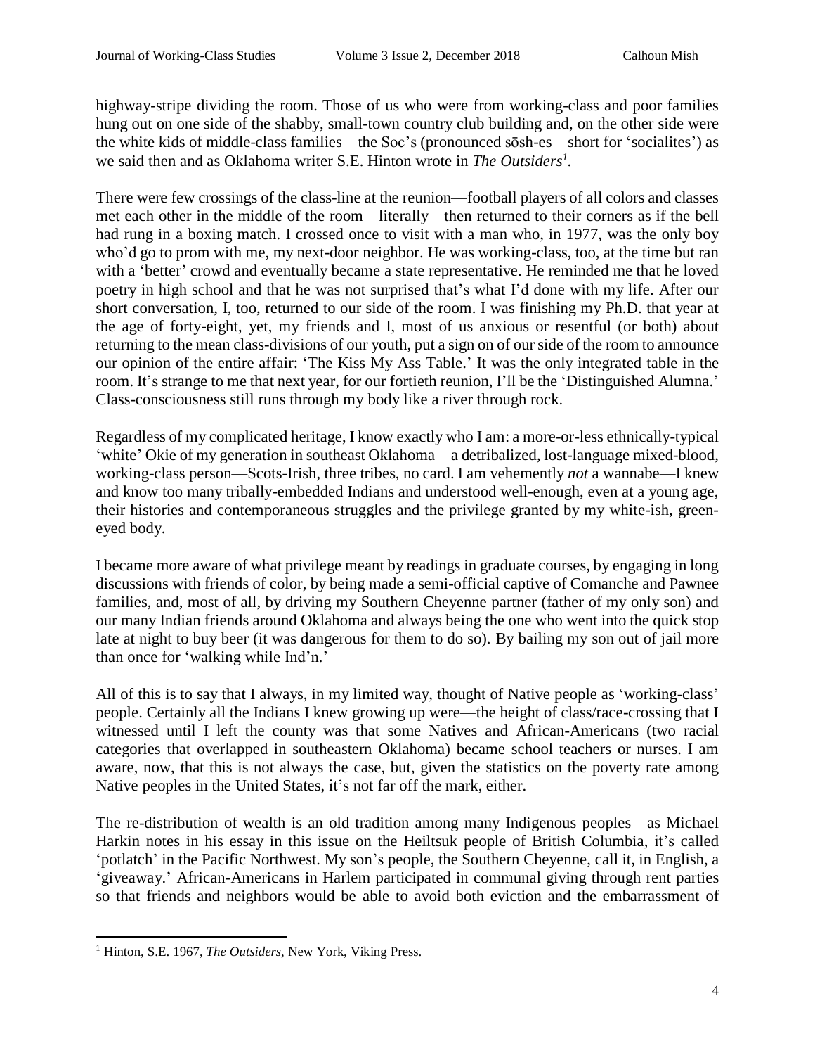highway-stripe dividing the room. Those of us who were from working-class and poor families hung out on one side of the shabby, small-town country club building and, on the other side were the white kids of middle-class families—the Soc's (pronounced sōsh-es—short for 'socialites') as we said then and as Oklahoma writer S.E. Hinton wrote in *The Outsiders*[1].

There were few crossings of the class-line at the reunion—football players of all colors and classes met each other in the middle of the room—literally—then returned to their corners as if the bell had rung in a boxing match. I crossed once to visit with a man who, in 1977, was the only boy who'd go to prom with me, my next-door neighbor. He was working-class, too, at the time but ran with a 'better' crowd and eventually became a state representative. He reminded me that he loved poetry in high school and that he was not surprised that's what I'd done with my life. After our short conversation, I, too, returned to our side of the room. I was finishing my Ph.D. that year at the age of forty-eight, yet, my friends and I, most of us anxious or resentful (or both) about returning to the mean class-divisions of our youth, put a sign on of our side of the room to announce our opinion of the entire affair: 'The Kiss My Ass Table.' It was the only integrated table in the room. It's strange to me that next year, for our fortieth reunion, I'll be the 'Distinguished Alumna.' Class-consciousness still runs through my body like a river through rock.

Regardless of my complicated heritage, I know exactly who I am: a more-or-less ethnically-typical 'white' Okie of my generation in southeast Oklahoma—a detribalized, lost-language mixed-blood, working-class person—Scots-Irish, three tribes, no card. I am vehemently *not* a wannabe—I knew and know too many tribally-embedded Indians and understood well-enough, even at a young age, their histories and contemporaneous struggles and the privilege granted by my white-ish, green-eyed body.

I became more aware of what privilege meant by readings in graduate courses, by engaging in long discussions with friends of color, by being made a semi-official captive of Comanche and Pawnee families, and, most of all, by driving my Southern Cheyenne partner (father of my only son) and our many Indian friends around Oklahoma and always being the one who went into the quick stop late at night to buy beer (it was dangerous for them to do so). By bailing my son out of jail more than once for 'walking while Ind'n.'

All of this is to say that I always, in my limited way, thought of Native people as 'working-class' people. Certainly all the Indians I knew growing up were—the height of class/race-crossing that I witnessed until I left the county was that some Natives and African-Americans (two racial categories that overlapped in southeastern Oklahoma) became school teachers or nurses. I am aware, now, that this is not always the case, but, given the statistics on the poverty rate among Native peoples in the United States, it's not far off the mark, either.

The re-distribution of wealth is an old tradition among many Indigenous peoples—as Michael Harkin notes in his essay in this issue on the Heiltsuk people of British Columbia, it's called 'potlatch' in the Pacific Northwest. My son's people, the Southern Cheyenne, call it, in English, a 'giveaway.' African-Americans in Harlem participated in communal giving through rent parties so that friends and neighbors would be able to avoid both eviction and the embarrassment of

---

[1] Hinton, S.E. 1967, *The Outsiders*, New York, Viking Press.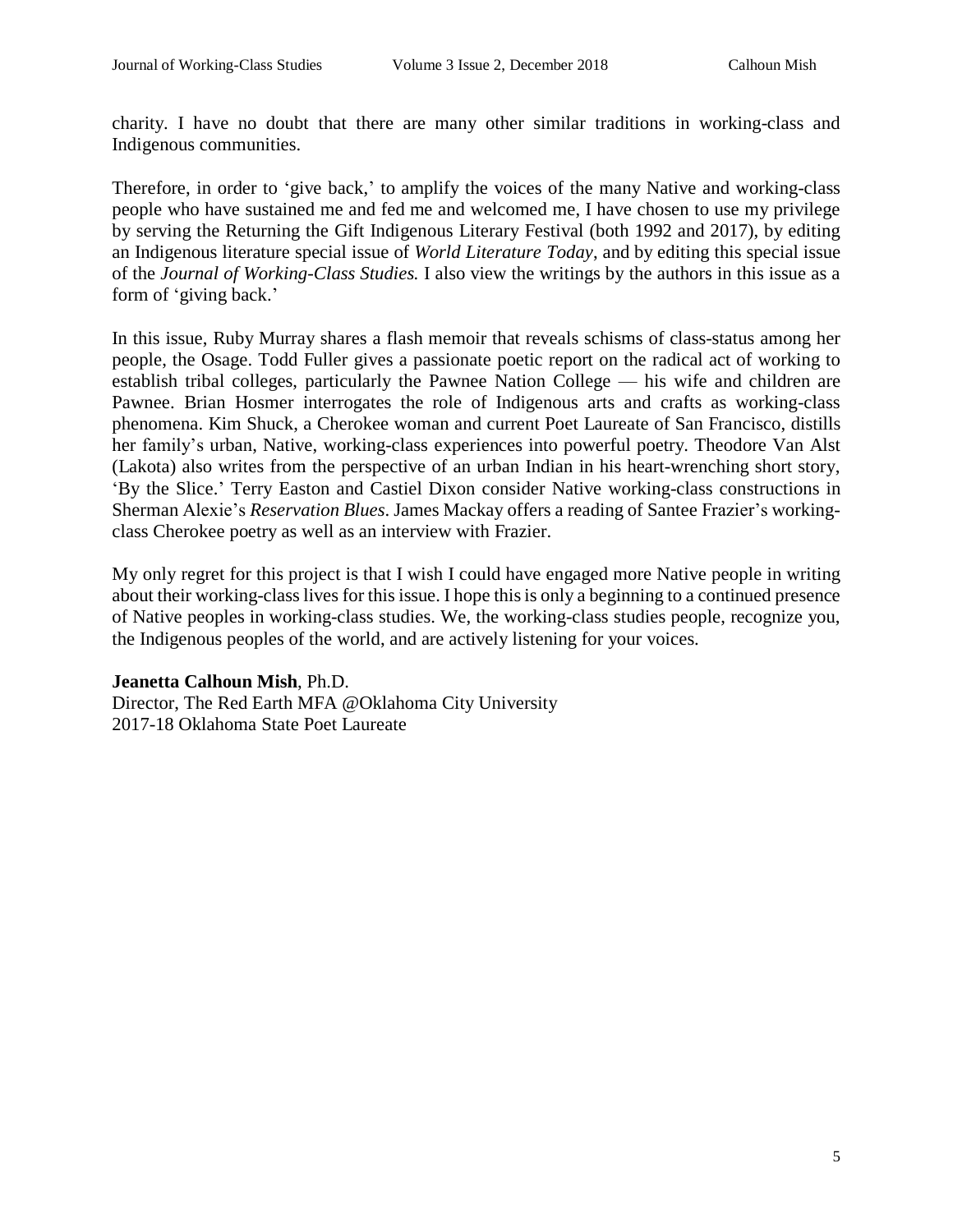charity. I have no doubt that there are many other similar traditions in working-class and Indigenous communities.

Therefore, in order to 'give back,' to amplify the voices of the many Native and working-class people who have sustained me and fed me and welcomed me, I have chosen to use my privilege by serving the Returning the Gift Indigenous Literary Festival (both 1992 and 2017), by editing an Indigenous literature special issue of *World Literature Today*, and by editing this special issue of the *Journal of Working-Class Studies.* I also view the writings by the authors in this issue as a form of 'giving back.'

In this issue, Ruby Murray shares a flash memoir that reveals schisms of class-status among her people, the Osage. Todd Fuller gives a passionate poetic report on the radical act of working to establish tribal colleges, particularly the Pawnee Nation College — his wife and children are Pawnee. Brian Hosmer interrogates the role of Indigenous arts and crafts as working-class phenomena. Kim Shuck, a Cherokee woman and current Poet Laureate of San Francisco, distills her family's urban, Native, working-class experiences into powerful poetry. Theodore Van Alst (Lakota) also writes from the perspective of an urban Indian in his heart-wrenching short story, 'By the Slice.' Terry Easton and Castiel Dixon consider Native working-class constructions in Sherman Alexie's *Reservation Blues*. James Mackay offers a reading of Santee Frazier's working-class Cherokee poetry as well as an interview with Frazier.

My only regret for this project is that I wish I could have engaged more Native people in writing about their working-class lives for this issue. I hope this is only a beginning to a continued presence of Native peoples in working-class studies. We, the working-class studies people, recognize you, the Indigenous peoples of the world, and are actively listening for your voices.

**Jeanetta Calhoun Mish**, Ph.D.
Director, The Red Earth MFA @Oklahoma City University
2017-18 Oklahoma State Poet Laureate